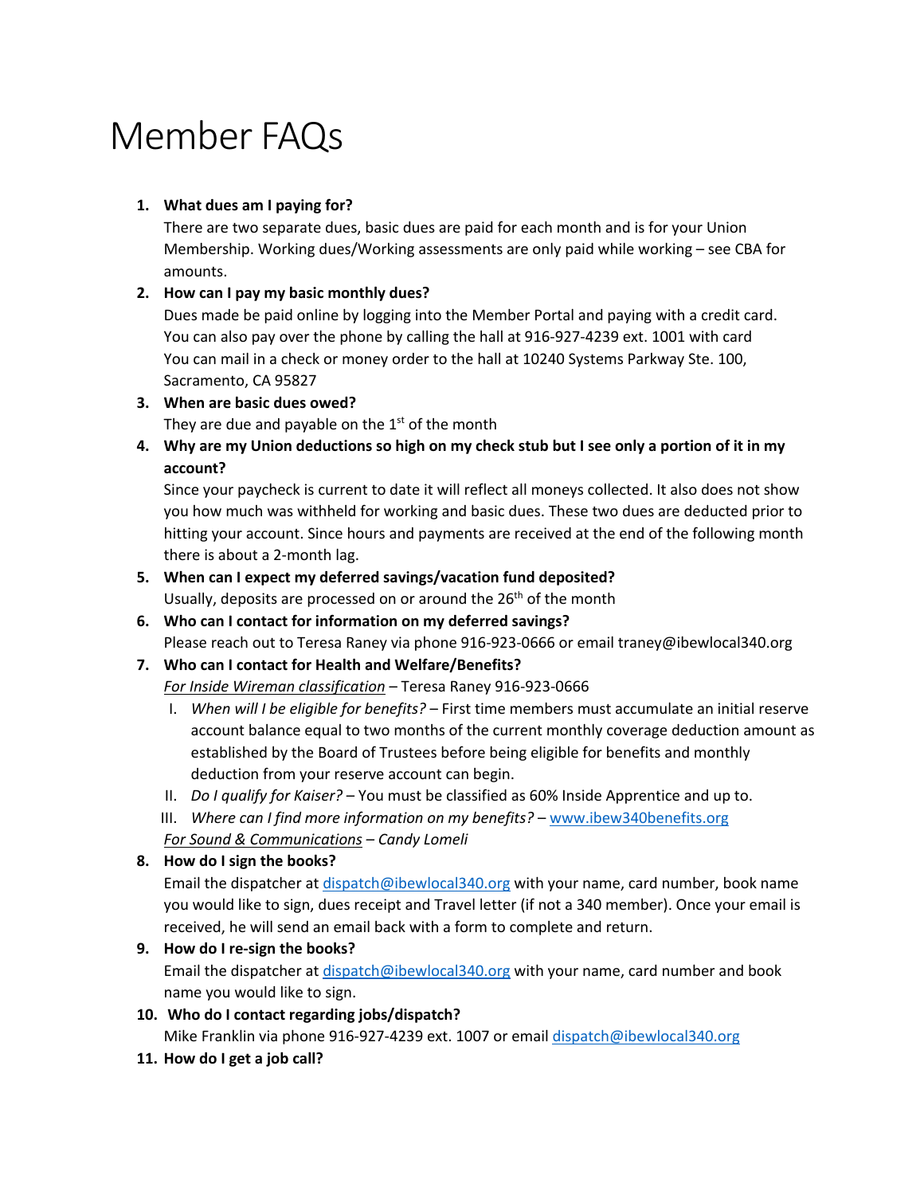# Member FAQs

1. **What dues am I paying for?**
   There are two separate dues, basic dues are paid for each month and is for your Union Membership. Working dues/Working assessments are only paid while working – see CBA for amounts.
2. **How can I pay my basic monthly dues?**
   Dues made be paid online by logging into the Member Portal and paying with a credit card. You can also pay over the phone by calling the hall at 916-927-4239 ext. 1001 with card You can mail in a check or money order to the hall at 10240 Systems Parkway Ste. 100, Sacramento, CA 95827
3. **When are basic dues owed?**
   They are due and payable on the 1st of the month
4. **Why are my Union deductions so high on my check stub but I see only a portion of it in my account?**
   Since your paycheck is current to date it will reflect all moneys collected. It also does not show you how much was withheld for working and basic dues. These two dues are deducted prior to hitting your account. Since hours and payments are received at the end of the following month there is about a 2-month lag.
5. **When can I expect my deferred savings/vacation fund deposited?**
   Usually, deposits are processed on or around the 26th of the month
6. **Who can I contact for information on my deferred savings?**
   Please reach out to Teresa Raney via phone 916-923-0666 or email traney@ibewlocal340.org
7. **Who can I contact for Health and Welfare/Benefits?**
   *For Inside Wireman classification* – Teresa Raney 916-923-0666
   I. *When will I be eligible for benefits?* – First time members must accumulate an initial reserve account balance equal to two months of the current monthly coverage deduction amount as established by the Board of Trustees before being eligible for benefits and monthly deduction from your reserve account can begin.
   II. *Do I qualify for Kaiser?* – You must be classified as 60% Inside Apprentice and up to.
   III. *Where can I find more information on my benefits?* – www.ibew340benefits.org

   *For Sound & Communications* – *Candy Lomeli*
8. **How do I sign the books?**
   Email the dispatcher at dispatch@ibewlocal340.org with your name, card number, book name you would like to sign, dues receipt and Travel letter (if not a 340 member). Once your email is received, he will send an email back with a form to complete and return.
9. **How do I re-sign the books?**
   Email the dispatcher at dispatch@ibewlocal340.org with your name, card number and book name you would like to sign.
10. **Who do I contact regarding jobs/dispatch?**
    Mike Franklin via phone 916-927-4239 ext. 1007 or email dispatch@ibewlocal340.org
11. **How do I get a job call?**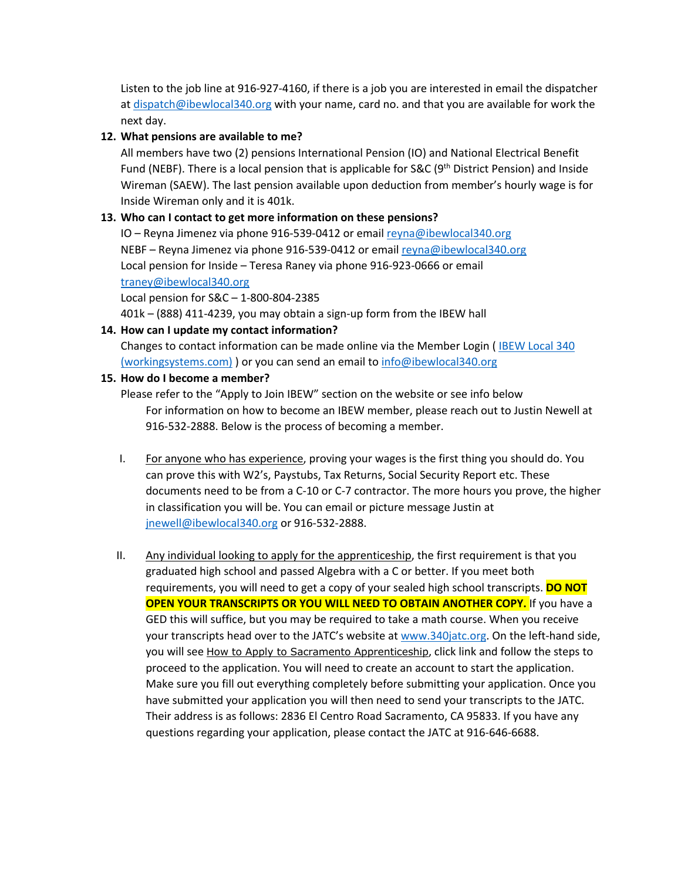Listen to the job line at 916-927-4160, if there is a job you are interested in email the dispatcher at dispatch@ibewlocal340.org with your name, card no. and that you are available for work the next day.

12. **What pensions are available to me?**

    All members have two (2) pensions International Pension (IO) and National Electrical Benefit Fund (NEBF). There is a local pension that is applicable for S&C (9th District Pension) and Inside Wireman (SAEW). The last pension available upon deduction from member's hourly wage is for Inside Wireman only and it is 401k.

13. **Who can I contact to get more information on these pensions?**

    IO – Reyna Jimenez via phone 916-539-0412 or email reyna@ibewlocal340.org
    NEBF – Reyna Jimenez via phone 916-539-0412 or email reyna@ibewlocal340.org
    Local pension for Inside – Teresa Raney via phone 916-923-0666 or email traney@ibewlocal340.org
    Local pension for S&C – 1-800-804-2385
    401k – (888) 411-4239, you may obtain a sign-up form from the IBEW hall

14. **How can I update my contact information?**

    Changes to contact information can be made online via the Member Login ( IBEW Local 340 (workingsystems.com) ) or you can send an email to info@ibewlocal340.org

15. **How do I become a member?**

    Please refer to the "Apply to Join IBEW" section on the website or see info below

    For information on how to become an IBEW member, please reach out to Justin Newell at 916-532-2888. Below is the process of becoming a member.

    I. For anyone who has experience, proving your wages is the first thing you should do. You can prove this with W2's, Paystubs, Tax Returns, Social Security Report etc. These documents need to be from a C-10 or C-7 contractor. The more hours you prove, the higher in classification you will be. You can email or picture message Justin at jnewell@ibewlocal340.org or 916-532-2888.

    II. Any individual looking to apply for the apprenticeship, the first requirement is that you graduated high school and passed Algebra with a C or better. If you meet both requirements, you will need to get a copy of your sealed high school transcripts. **DO NOT OPEN YOUR TRANSCRIPTS OR YOU WILL NEED TO OBTAIN ANOTHER COPY.** If you have a GED this will suffice, but you may be required to take a math course. When you receive your transcripts head over to the JATC's website at www.340jatc.org. On the left-hand side, you will see How to Apply to Sacramento Apprenticeship, click link and follow the steps to proceed to the application. You will need to create an account to start the application. Make sure you fill out everything completely before submitting your application. Once you have submitted your application you will then need to send your transcripts to the JATC. Their address is as follows: 2836 El Centro Road Sacramento, CA 95833. If you have any questions regarding your application, please contact the JATC at 916-646-6688.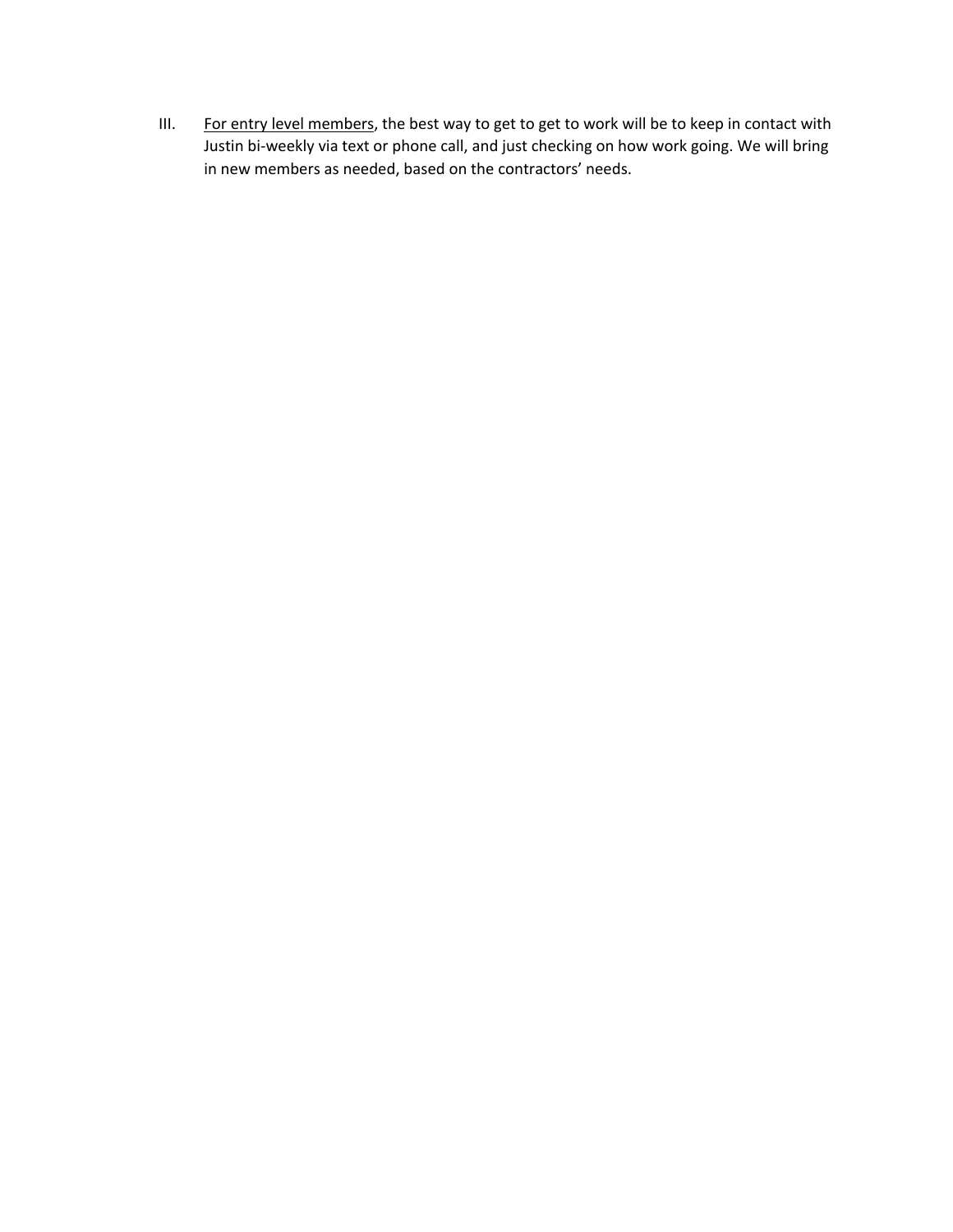III. <u>For entry level members</u>, the best way to get to get to work will be to keep in contact with Justin bi-weekly via text or phone call, and just checking on how work going. We will bring in new members as needed, based on the contractors' needs.